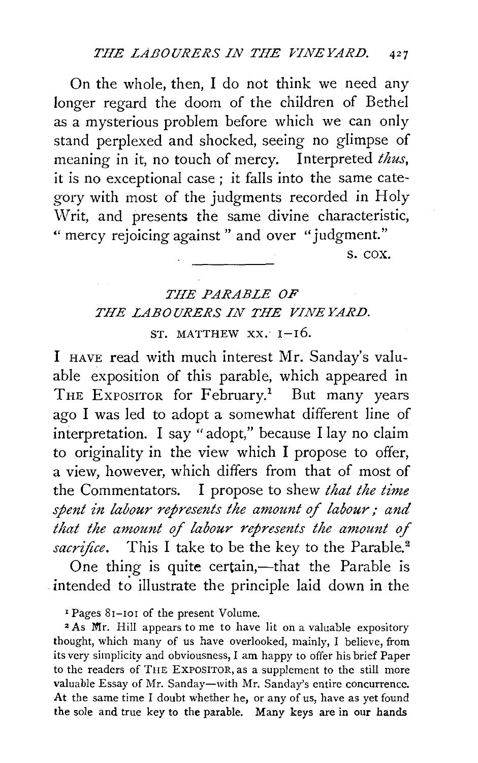On the whole, then, I do not think we need any longer regard the doom of the children of Bethel as a mysterious problem before which we can only stand perplexed and shocked, seeing no glimpse of meaning in it, no touch of mercy. Interpreted *thus*, it is no exceptional case; it falls into the same category with most of the judgments recorded in Holy Writ, and presents the same divine characteristic, "mercy rejoicing against" and over "judgment."

S. COX.

---

## *THE PARABLE OF THE LABOURERS IN THE VINEYARD.*

### ST. MATTHEW XX. 1–16.

I HAVE read with much interest Mr. Sanday's valuable exposition of this parable, which appeared in THE EXPOSITOR for February.[1] But many years ago I was led to adopt a somewhat different line of interpretation. I say "adopt," because I lay no claim to originality in the view which I propose to offer, a view, however, which differs from that of most of the Commentators. I propose to shew *that the time spent in labour represents the amount of labour; and that the amount of labour represents the amount of sacrifice*. This I take to be the key to the Parable.[2]

One thing is quite certain,—that the Parable is intended to illustrate the principle laid down in the

[1] Pages 81–101 of the present Volume.

[2] As Mr. Hill appears to me to have lit on a valuable expository thought, which many of us have overlooked, mainly, I believe, from its very simplicity and obviousness, I am happy to offer his brief Paper to the readers of THE EXPOSITOR, as a supplement to the still more valuable Essay of Mr. Sanday—with Mr. Sanday's entire concurrence. At the same time I doubt whether he, or any of us, have as yet found the sole and true key to the parable. Many keys are in our hands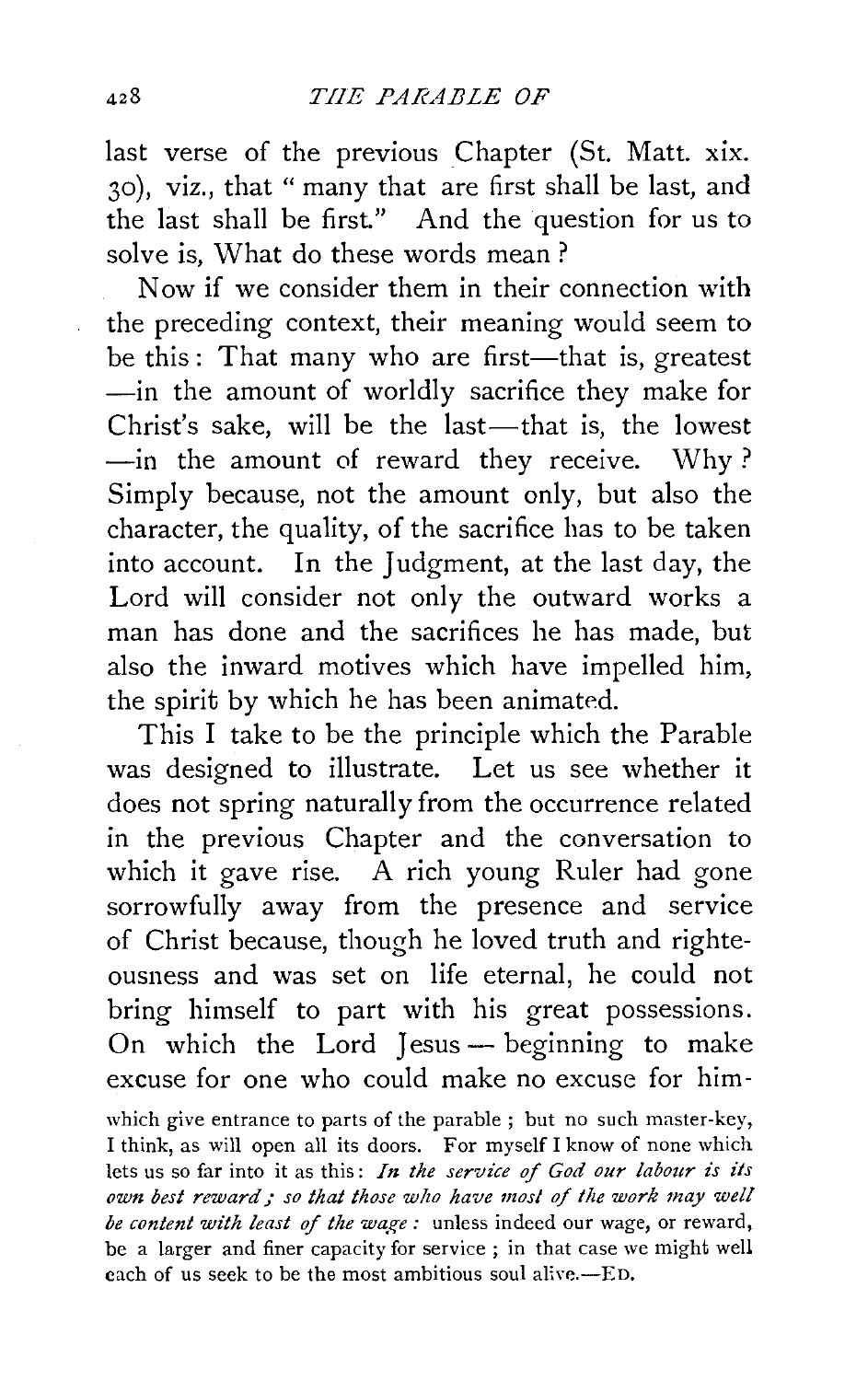last verse of the previous Chapter (St. Matt. xix. 30), viz., that "many that are first shall be last, and the last shall be first." And the question for us to solve is, What do these words mean?

Now if we consider them in their connection with the preceding context, their meaning would seem to be this: That many who are first—that is, greatest—in the amount of worldly sacrifice they make for Christ's sake, will be the last—that is, the lowest—in the amount of reward they receive. Why? Simply because, not the amount only, but also the character, the quality, of the sacrifice has to be taken into account. In the Judgment, at the last day, the Lord will consider not only the outward works a man has done and the sacrifices he has made, but also the inward motives which have impelled him, the spirit by which he has been animated.

This I take to be the principle which the Parable was designed to illustrate. Let us see whether it does not spring naturally from the occurrence related in the previous Chapter and the conversation to which it gave rise. A rich young Ruler had gone sorrowfully away from the presence and service of Christ because, though he loved truth and righteousness and was set on life eternal, he could not bring himself to part with his great possessions. On which the Lord Jesus—beginning to make excuse for one who could make no excuse for him-

which give entrance to parts of the parable; but no such master-key, I think, as will open all its doors. For myself I know of none which lets us so far into it as this: *In the service of God our labour is its own best reward; so that those who have most of the work may well be content with least of the wage:* unless indeed our wage, or reward, be a larger and finer capacity for service; in that case we might well each of us seek to be the most ambitious soul alive.—ED.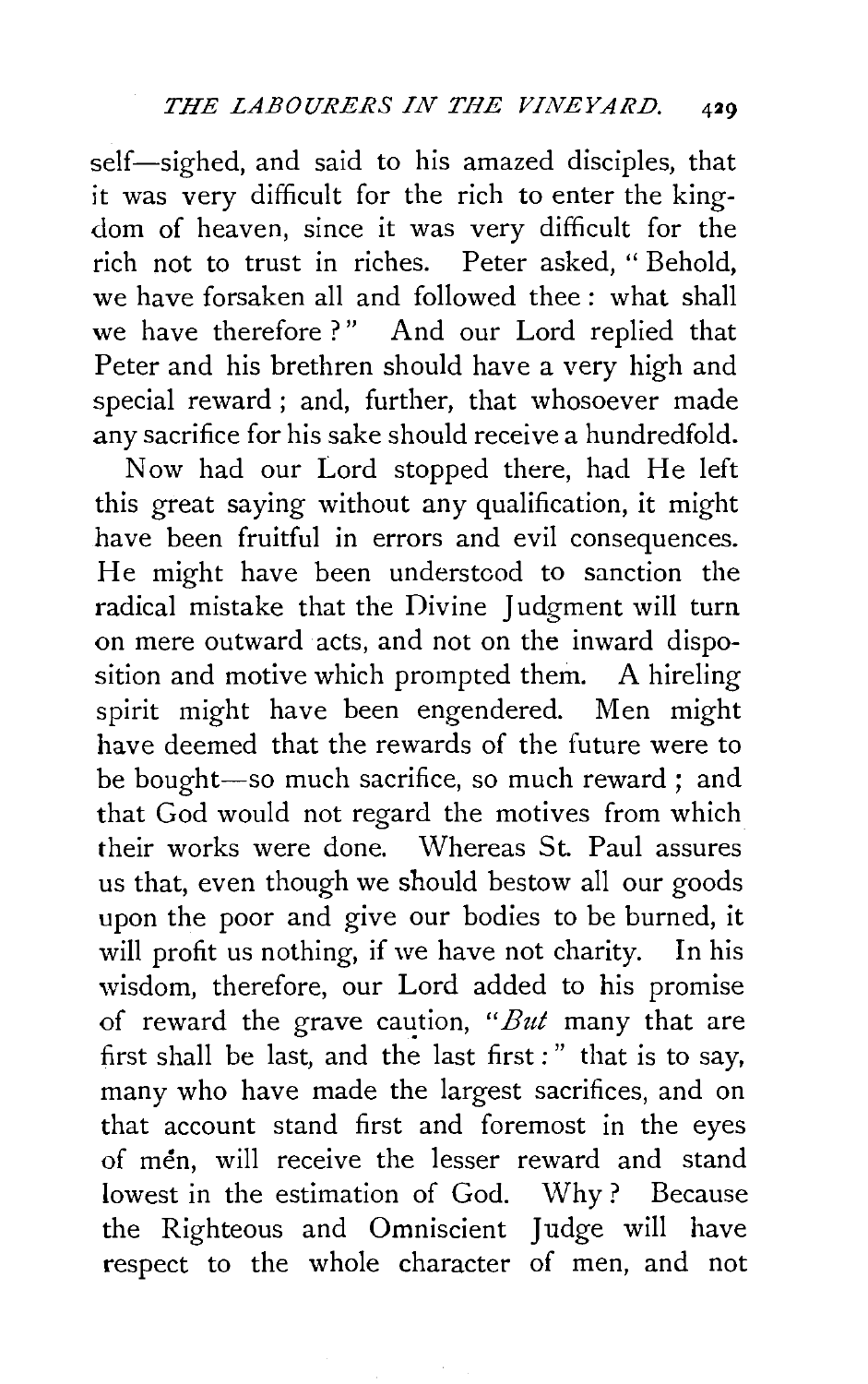self—sighed, and said to his amazed disciples, that it was very difficult for the rich to enter the kingdom of heaven, since it was very difficult for the rich not to trust in riches. Peter asked, "Behold, we have forsaken all and followed thee: what shall we have therefore?" And our Lord replied that Peter and his brethren should have a very high and special reward; and, further, that whosoever made any sacrifice for his sake should receive a hundredfold.

Now had our Lord stopped there, had He left this great saying without any qualification, it might have been fruitful in errors and evil consequences. He might have been understood to sanction the radical mistake that the Divine Judgment will turn on mere outward acts, and not on the inward disposition and motive which prompted them. A hireling spirit might have been engendered. Men might have deemed that the rewards of the future were to be bought—so much sacrifice, so much reward; and that God would not regard the motives from which their works were done. Whereas St. Paul assures us that, even though we should bestow all our goods upon the poor and give our bodies to be burned, it will profit us nothing, if we have not charity. In his wisdom, therefore, our Lord added to his promise of reward the grave caution, "*But* many that are first shall be last, and the last first:" that is to say, many who have made the largest sacrifices, and on that account stand first and foremost in the eyes of men, will receive the lesser reward and stand lowest in the estimation of God. Why? Because the Righteous and Omniscient Judge will have respect to the whole character of men, and not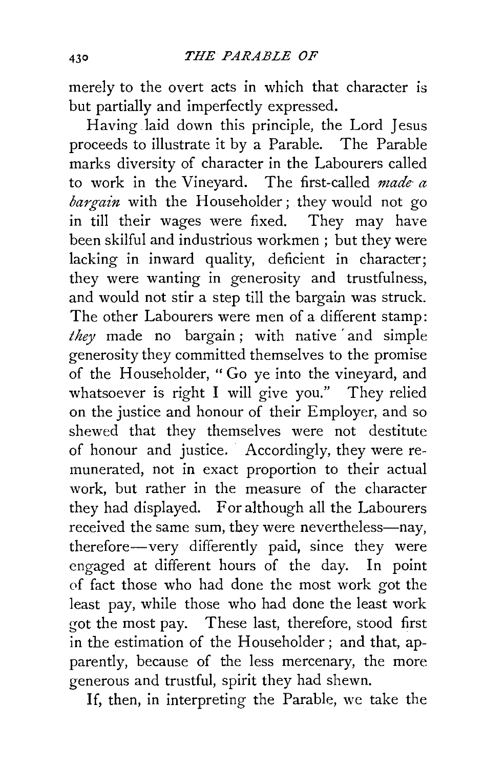merely to the overt acts in which that character is but partially and imperfectly expressed.

Having laid down this principle, the Lord Jesus proceeds to illustrate it by a Parable. The Parable marks diversity of character in the Labourers called to work in the Vineyard. The first-called *made a bargain* with the Householder; they would not go in till their wages were fixed. They may have been skilful and industrious workmen; but they were lacking in inward quality, deficient in character; they were wanting in generosity and trustfulness, and would not stir a step till the bargain was struck. The other Labourers were men of a different stamp: *they* made no bargain; with native and simple generosity they committed themselves to the promise of the Householder, "Go ye into the vineyard, and whatsoever is right I will give you." They relied on the justice and honour of their Employer, and so shewed that they themselves were not destitute of honour and justice. Accordingly, they were remunerated, not in exact proportion to their actual work, but rather in the measure of the character they had displayed. For although all the Labourers received the same sum, they were nevertheless—nay, therefore—very differently paid, since they were engaged at different hours of the day. In point of fact those who had done the most work got the least pay, while those who had done the least work got the most pay. These last, therefore, stood first in the estimation of the Householder; and that, apparently, because of the less mercenary, the more generous and trustful, spirit they had shewn.

If, then, in interpreting the Parable, we take the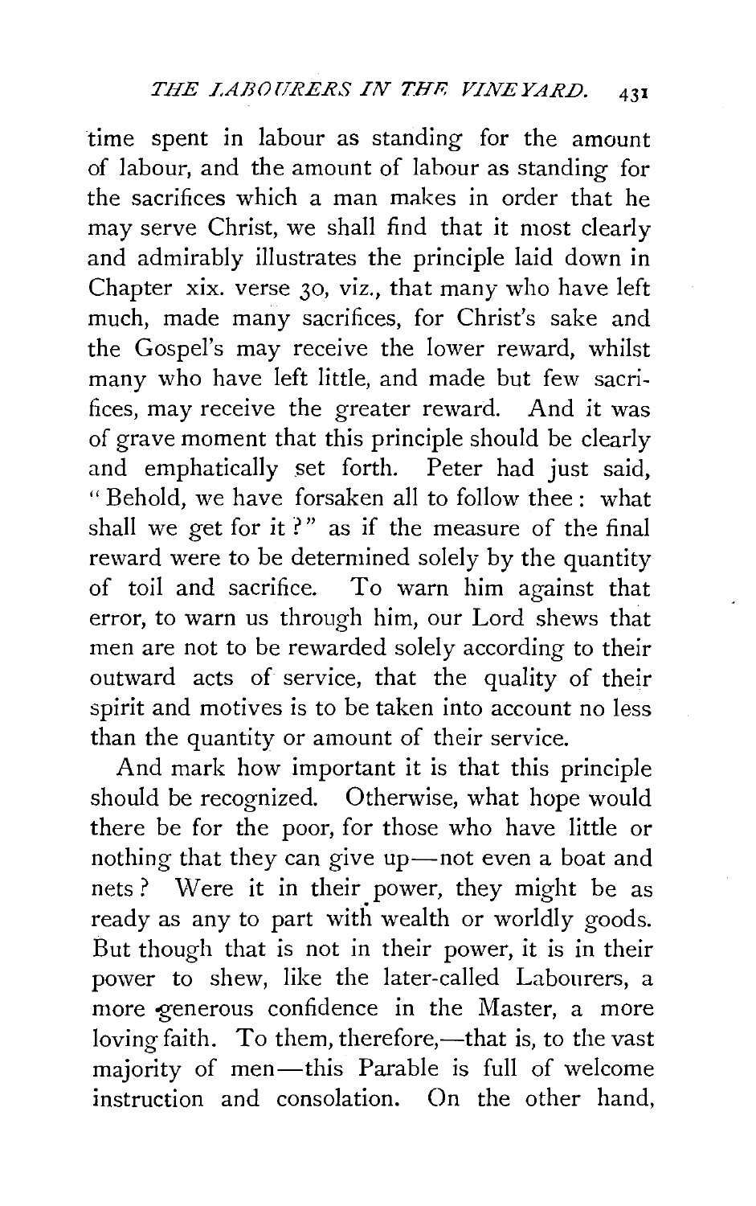time spent in labour as standing for the amount of labour, and the amount of labour as standing for the sacrifices which a man makes in order that he may serve Christ, we shall find that it most clearly and admirably illustrates the principle laid down in Chapter xix. verse 30, viz., that many who have left much, made many sacrifices, for Christ's sake and the Gospel's may receive the lower reward, whilst many who have left little, and made but few sacrifices, may receive the greater reward. And it was of grave moment that this principle should be clearly and emphatically set forth. Peter had just said, "Behold, we have forsaken all to follow thee: what shall we get for it?" as if the measure of the final reward were to be determined solely by the quantity of toil and sacrifice. To warn him against that error, to warn us through him, our Lord shews that men are not to be rewarded solely according to their outward acts of service, that the quality of their spirit and motives is to be taken into account no less than the quantity or amount of their service.

And mark how important it is that this principle should be recognized. Otherwise, what hope would there be for the poor, for those who have little or nothing that they can give up—not even a boat and nets? Were it in their power, they might be as ready as any to part with wealth or worldly goods. But though that is not in their power, it is in their power to shew, like the later-called Labourers, a more generous confidence in the Master, a more loving faith. To them, therefore,—that is, to the vast majority of men—this Parable is full of welcome instruction and consolation. On the other hand,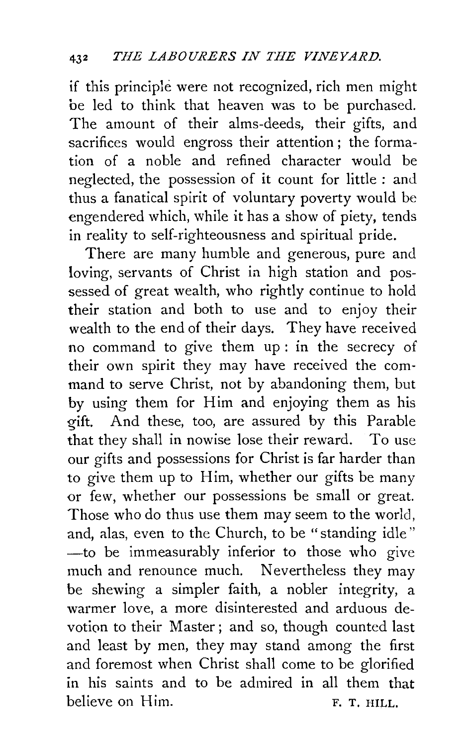if this principle were not recognized, rich men might be led to think that heaven was to be purchased. The amount of their alms-deeds, their gifts, and sacrifices would engross their attention; the formation of a noble and refined character would be neglected, the possession of it count for little: and thus a fanatical spirit of voluntary poverty would be engendered which, while it has a show of piety, tends in reality to self-righteousness and spiritual pride.

There are many humble and generous, pure and loving, servants of Christ in high station and possessed of great wealth, who rightly continue to hold their station and both to use and to enjoy their wealth to the end of their days. They have received no command to give them up: in the secrecy of their own spirit they may have received the command to serve Christ, not by abandoning them, but by using them for Him and enjoying them as his gift. And these, too, are assured by this Parable that they shall in nowise lose their reward. To use our gifts and possessions for Christ is far harder than to give them up to Him, whether our gifts be many or few, whether our possessions be small or great. Those who do thus use them may seem to the world, and, alas, even to the Church, to be "standing idle"—to be immeasurably inferior to those who give much and renounce much. Nevertheless they may be shewing a simpler faith, a nobler integrity, a warmer love, a more disinterested and arduous devotion to their Master; and so, though counted last and least by men, they may stand among the first and foremost when Christ shall come to be glorified in his saints and to be admired in all them that believe on Him.

F. T. HILL.